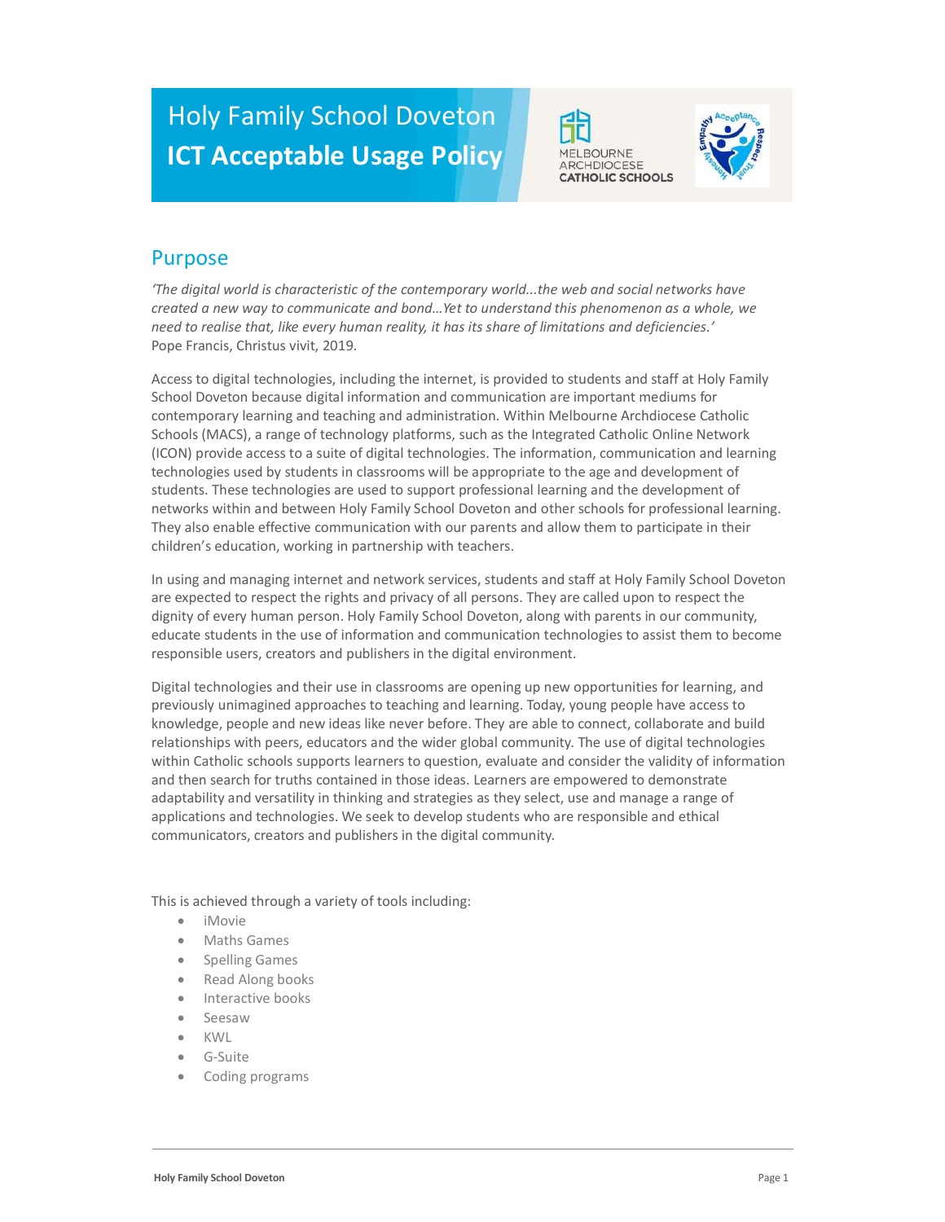# Holy Family School Doveton
# ICT Acceptable Usage Policy

## Purpose

*'The digital world is characteristic of the contemporary world...the web and social networks have created a new way to communicate and bond...Yet to understand this phenomenon as a whole, we need to realise that, like every human reality, it has its share of limitations and deficiencies.'*
Pope Francis, Christus vivit, 2019.

Access to digital technologies, including the internet, is provided to students and staff at Holy Family School Doveton because digital information and communication are important mediums for contemporary learning and teaching and administration. Within Melbourne Archdiocese Catholic Schools (MACS), a range of technology platforms, such as the Integrated Catholic Online Network (ICON) provide access to a suite of digital technologies. The information, communication and learning technologies used by students in classrooms will be appropriate to the age and development of students. These technologies are used to support professional learning and the development of networks within and between Holy Family School Doveton and other schools for professional learning. They also enable effective communication with our parents and allow them to participate in their children's education, working in partnership with teachers.

In using and managing internet and network services, students and staff at Holy Family School Doveton are expected to respect the rights and privacy of all persons. They are called upon to respect the dignity of every human person. Holy Family School Doveton, along with parents in our community, educate students in the use of information and communication technologies to assist them to become responsible users, creators and publishers in the digital environment.

Digital technologies and their use in classrooms are opening up new opportunities for learning, and previously unimagined approaches to teaching and learning. Today, young people have access to knowledge, people and new ideas like never before. They are able to connect, collaborate and build relationships with peers, educators and the wider global community. The use of digital technologies within Catholic schools supports learners to question, evaluate and consider the validity of information and then search for truths contained in those ideas. Learners are empowered to demonstrate adaptability and versatility in thinking and strategies as they select, use and manage a range of applications and technologies. We seek to develop students who are responsible and ethical communicators, creators and publishers in the digital community.

This is achieved through a variety of tools including:

- iMovie
- Maths Games
- Spelling Games
- Read Along books
- Interactive books
- Seesaw
- KWL
- G-Suite
- Coding programs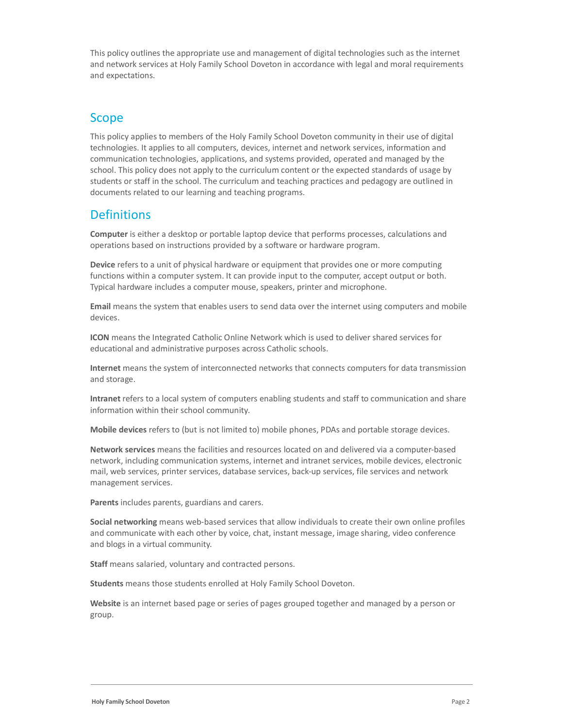This policy outlines the appropriate use and management of digital technologies such as the internet and network services at Holy Family School Doveton in accordance with legal and moral requirements and expectations.

## Scope

This policy applies to members of the Holy Family School Doveton community in their use of digital technologies. It applies to all computers, devices, internet and network services, information and communication technologies, applications, and systems provided, operated and managed by the school. This policy does not apply to the curriculum content or the expected standards of usage by students or staff in the school. The curriculum and teaching practices and pedagogy are outlined in documents related to our learning and teaching programs.

## Definitions

**Computer** is either a desktop or portable laptop device that performs processes, calculations and operations based on instructions provided by a software or hardware program.

**Device** refers to a unit of physical hardware or equipment that provides one or more computing functions within a computer system. It can provide input to the computer, accept output or both. Typical hardware includes a computer mouse, speakers, printer and microphone.

**Email** means the system that enables users to send data over the internet using computers and mobile devices.

**ICON** means the Integrated Catholic Online Network which is used to deliver shared services for educational and administrative purposes across Catholic schools.

**Internet** means the system of interconnected networks that connects computers for data transmission and storage.

**Intranet** refers to a local system of computers enabling students and staff to communication and share information within their school community.

**Mobile devices** refers to (but is not limited to) mobile phones, PDAs and portable storage devices.

**Network services** means the facilities and resources located on and delivered via a computer-based network, including communication systems, internet and intranet services, mobile devices, electronic mail, web services, printer services, database services, back-up services, file services and network management services.

**Parents** includes parents, guardians and carers.

**Social networking** means web-based services that allow individuals to create their own online profiles and communicate with each other by voice, chat, instant message, image sharing, video conference and blogs in a virtual community.

**Staff** means salaried, voluntary and contracted persons.

**Students** means those students enrolled at Holy Family School Doveton.

**Website** is an internet based page or series of pages grouped together and managed by a person or group.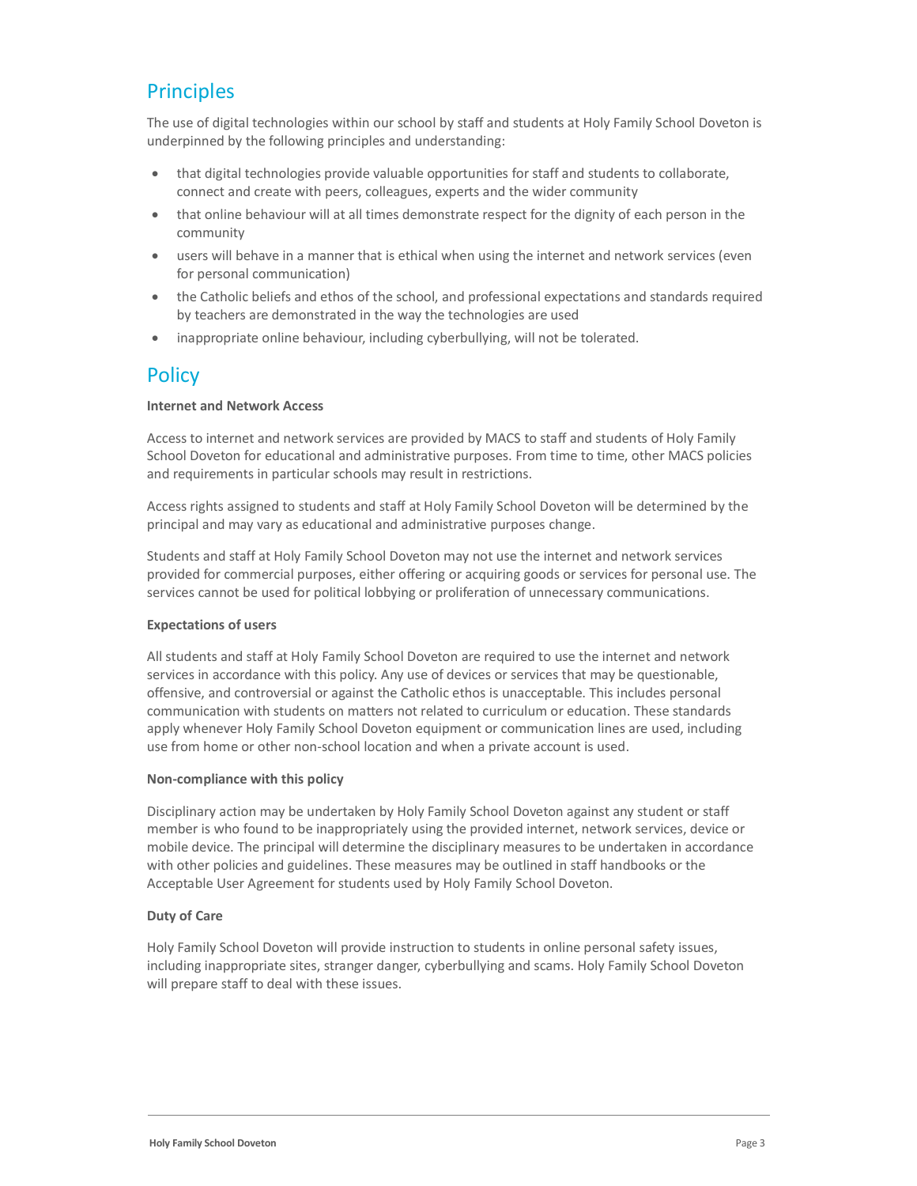## Principles

The use of digital technologies within our school by staff and students at Holy Family School Doveton is underpinned by the following principles and understanding:

- that digital technologies provide valuable opportunities for staff and students to collaborate, connect and create with peers, colleagues, experts and the wider community
- that online behaviour will at all times demonstrate respect for the dignity of each person in the community
- users will behave in a manner that is ethical when using the internet and network services (even for personal communication)
- the Catholic beliefs and ethos of the school, and professional expectations and standards required by teachers are demonstrated in the way the technologies are used
- inappropriate online behaviour, including cyberbullying, will not be tolerated.

## Policy

**Internet and Network Access**

Access to internet and network services are provided by MACS to staff and students of Holy Family School Doveton for educational and administrative purposes. From time to time, other MACS policies and requirements in particular schools may result in restrictions.

Access rights assigned to students and staff at Holy Family School Doveton will be determined by the principal and may vary as educational and administrative purposes change.

Students and staff at Holy Family School Doveton may not use the internet and network services provided for commercial purposes, either offering or acquiring goods or services for personal use. The services cannot be used for political lobbying or proliferation of unnecessary communications.

**Expectations of users**

All students and staff at Holy Family School Doveton are required to use the internet and network services in accordance with this policy. Any use of devices or services that may be questionable, offensive, and controversial or against the Catholic ethos is unacceptable. This includes personal communication with students on matters not related to curriculum or education. These standards apply whenever Holy Family School Doveton equipment or communication lines are used, including use from home or other non-school location and when a private account is used.

**Non-compliance with this policy**

Disciplinary action may be undertaken by Holy Family School Doveton against any student or staff member is who found to be inappropriately using the provided internet, network services, device or mobile device. The principal will determine the disciplinary measures to be undertaken in accordance with other policies and guidelines. These measures may be outlined in staff handbooks or the Acceptable User Agreement for students used by Holy Family School Doveton.

**Duty of Care**

Holy Family School Doveton will provide instruction to students in online personal safety issues, including inappropriate sites, stranger danger, cyberbullying and scams. Holy Family School Doveton will prepare staff to deal with these issues.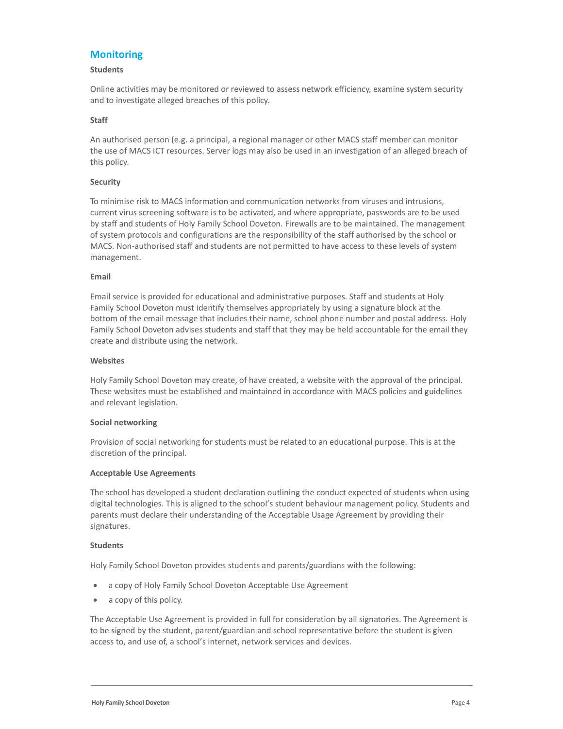## Monitoring

**Students**

Online activities may be monitored or reviewed to assess network efficiency, examine system security and to investigate alleged breaches of this policy.

**Staff**

An authorised person (e.g. a principal, a regional manager or other MACS staff member can monitor the use of MACS ICT resources. Server logs may also be used in an investigation of an alleged breach of this policy.

**Security**

To minimise risk to MACS information and communication networks from viruses and intrusions, current virus screening software is to be activated, and where appropriate, passwords are to be used by staff and students of Holy Family School Doveton. Firewalls are to be maintained. The management of system protocols and configurations are the responsibility of the staff authorised by the school or MACS. Non-authorised staff and students are not permitted to have access to these levels of system management.

**Email**

Email service is provided for educational and administrative purposes. Staff and students at Holy Family School Doveton must identify themselves appropriately by using a signature block at the bottom of the email message that includes their name, school phone number and postal address. Holy Family School Doveton advises students and staff that they may be held accountable for the email they create and distribute using the network.

**Websites**

Holy Family School Doveton may create, of have created, a website with the approval of the principal. These websites must be established and maintained in accordance with MACS policies and guidelines and relevant legislation.

**Social networking**

Provision of social networking for students must be related to an educational purpose. This is at the discretion of the principal.

**Acceptable Use Agreements**

The school has developed a student declaration outlining the conduct expected of students when using digital technologies. This is aligned to the school's student behaviour management policy. Students and parents must declare their understanding of the Acceptable Usage Agreement by providing their signatures.

**Students**

Holy Family School Doveton provides students and parents/guardians with the following:

- a copy of Holy Family School Doveton Acceptable Use Agreement
- a copy of this policy.

The Acceptable Use Agreement is provided in full for consideration by all signatories. The Agreement is to be signed by the student, parent/guardian and school representative before the student is given access to, and use of, a school's internet, network services and devices.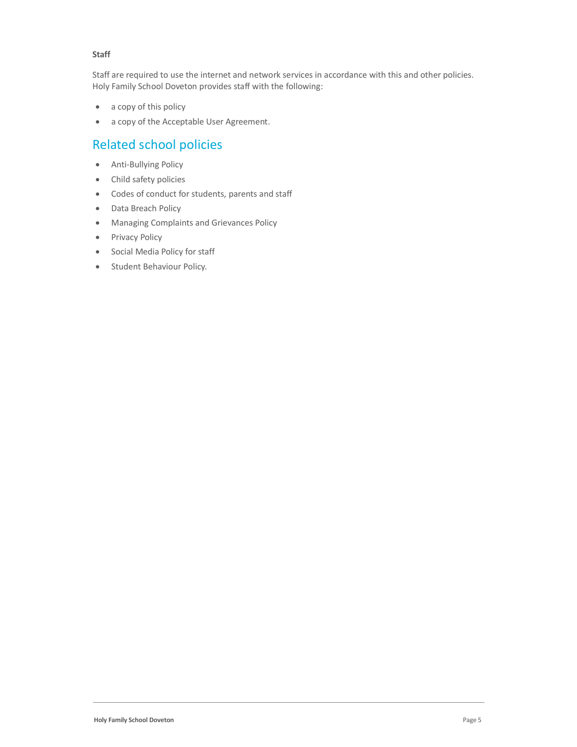**Staff**

Staff are required to use the internet and network services in accordance with this and other policies. Holy Family School Doveton provides staff with the following:

- a copy of this policy
- a copy of the Acceptable User Agreement.

## Related school policies

- Anti-Bullying Policy
- Child safety policies
- Codes of conduct for students, parents and staff
- Data Breach Policy
- Managing Complaints and Grievances Policy
- Privacy Policy
- Social Media Policy for staff
- Student Behaviour Policy.